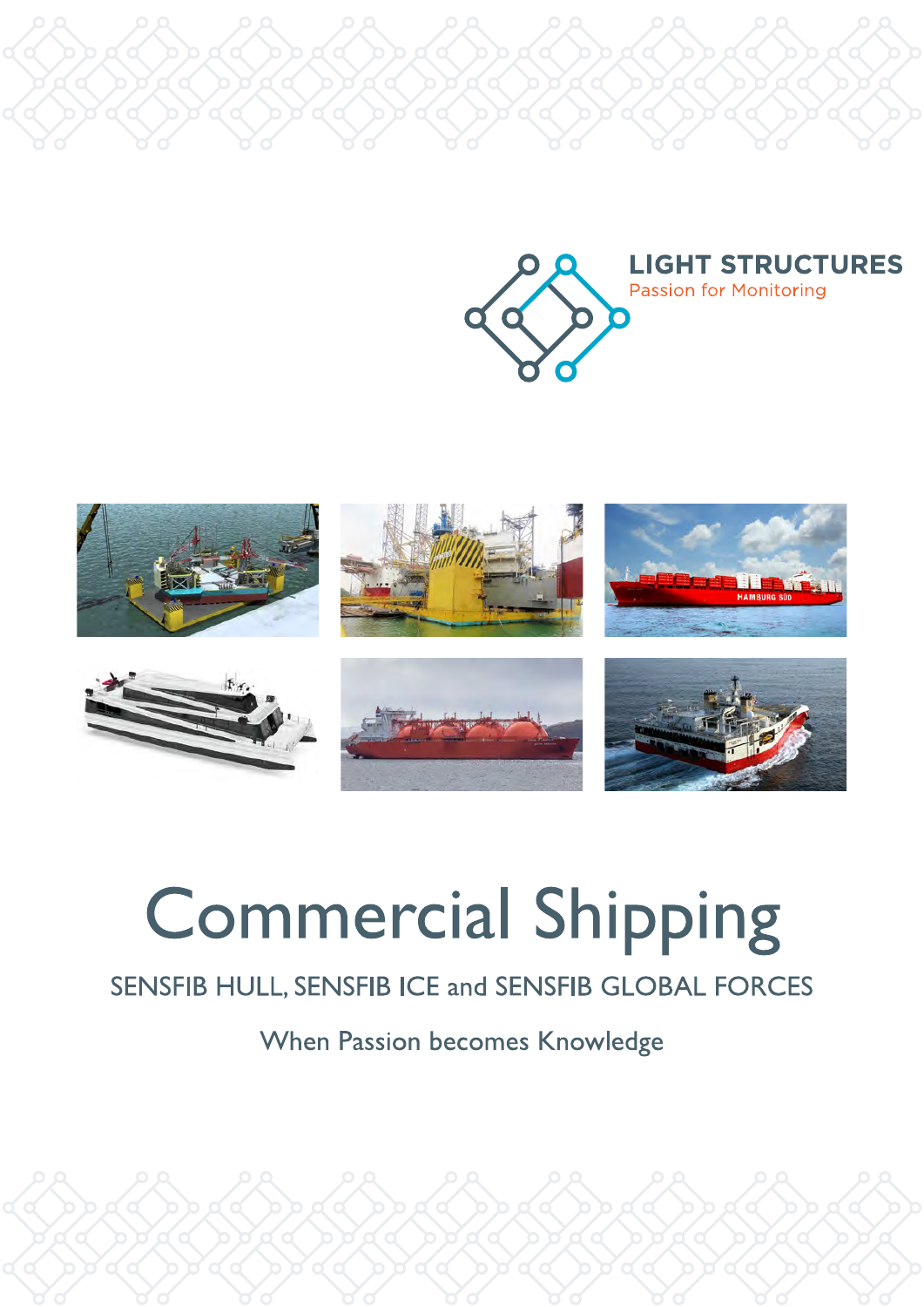LIGHT STRUCTURES

Passion for Monitoring

# Commercial Shipping

SENSFIB HULL, SENSFIB ICE and SENSFIB GLOBAL FORCES

When Passion becomes Knowledge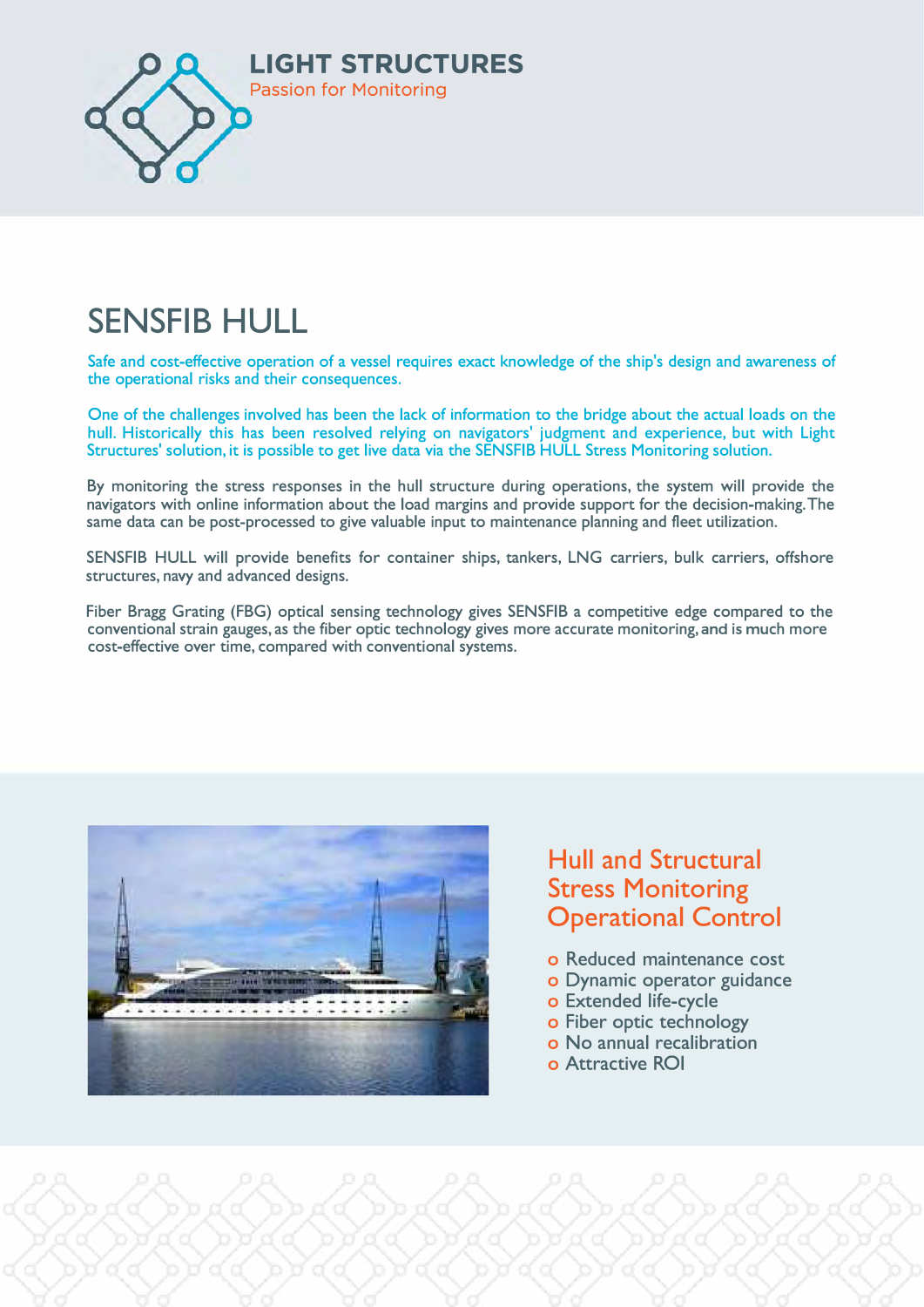# LIGHT STRUCTURES

Passion for Monitoring

## SENSFIB HULL

Safe and cost-effective operation of a vessel requires exact knowledge of the ship's design and awareness of the operational risks and their consequences.

One of the challenges involved has been the lack of information to the bridge about the actual loads on the hull. Historically this has been resolved relying on navigators' judgment and experience, but with Light Structures' solution, it is possible to get live data via the SENSFIB HULL Stress Monitoring solution.

By monitoring the stress responses in the hull structure during operations, the system will provide the navigators with online information about the load margins and provide support for the decision-making. The same data can be post-processed to give valuable input to maintenance planning and fleet utilization.

SENSFIB HULL will provide benefits for container ships, tankers, LNG carriers, bulk carriers, offshore structures, navy and advanced designs.

Fiber Bragg Grating (FBG) optical sensing technology gives SENSFIB a competitive edge compared to the conventional strain gauges, as the fiber optic technology gives more accurate monitoring, and is much more cost-effective over time, compared with conventional systems.

### Hull and Structural Stress Monitoring Operational Control

- Reduced maintenance cost
- Dynamic operator guidance
- Extended life-cycle
- Fiber optic technology
- No annual recalibration
- Attractive ROI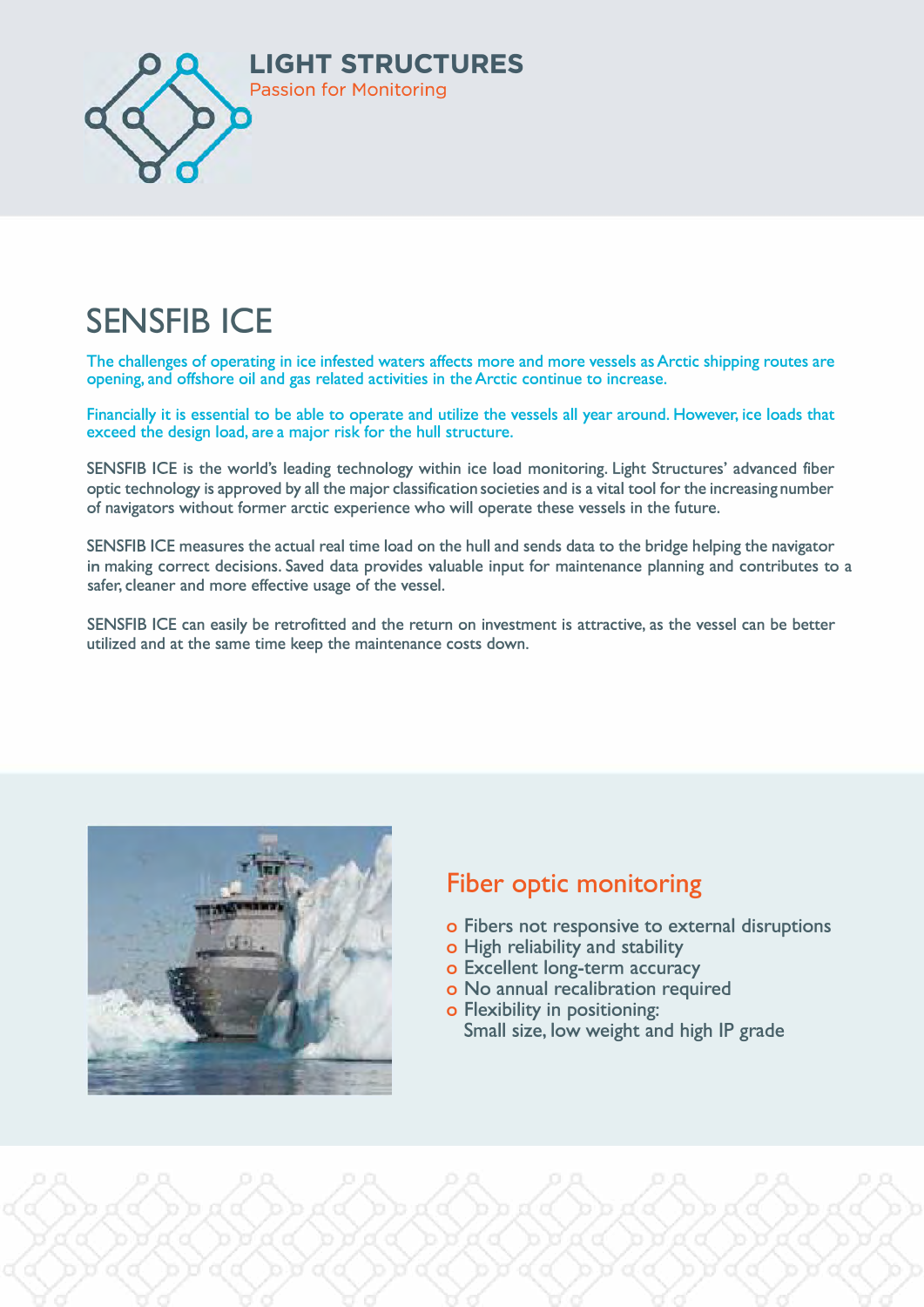# LIGHT STRUCTURES

Passion for Monitoring

## SENSFIB ICE

The challenges of operating in ice infested waters affects more and more vessels as Arctic shipping routes are opening, and offshore oil and gas related activities in the Arctic continue to increase.

Financially it is essential to be able to operate and utilize the vessels all year around. However, ice loads that exceed the design load, are a major risk for the hull structure.

SENSFIB ICE is the world's leading technology within ice load monitoring. Light Structures' advanced fiber optic technology is approved by all the major classification societies and is a vital tool for the increasing number of navigators without former arctic experience who will operate these vessels in the future.

SENSFIB ICE measures the actual real time load on the hull and sends data to the bridge helping the navigator in making correct decisions. Saved data provides valuable input for maintenance planning and contributes to a safer, cleaner and more effective usage of the vessel.

SENSFIB ICE can easily be retrofitted and the return on investment is attractive, as the vessel can be better utilized and at the same time keep the maintenance costs down.

### Fiber optic monitoring

- Fibers not responsive to external disruptions
- High reliability and stability
- Excellent long-term accuracy
- No annual recalibration required
- Flexibility in positioning:
  Small size, low weight and high IP grade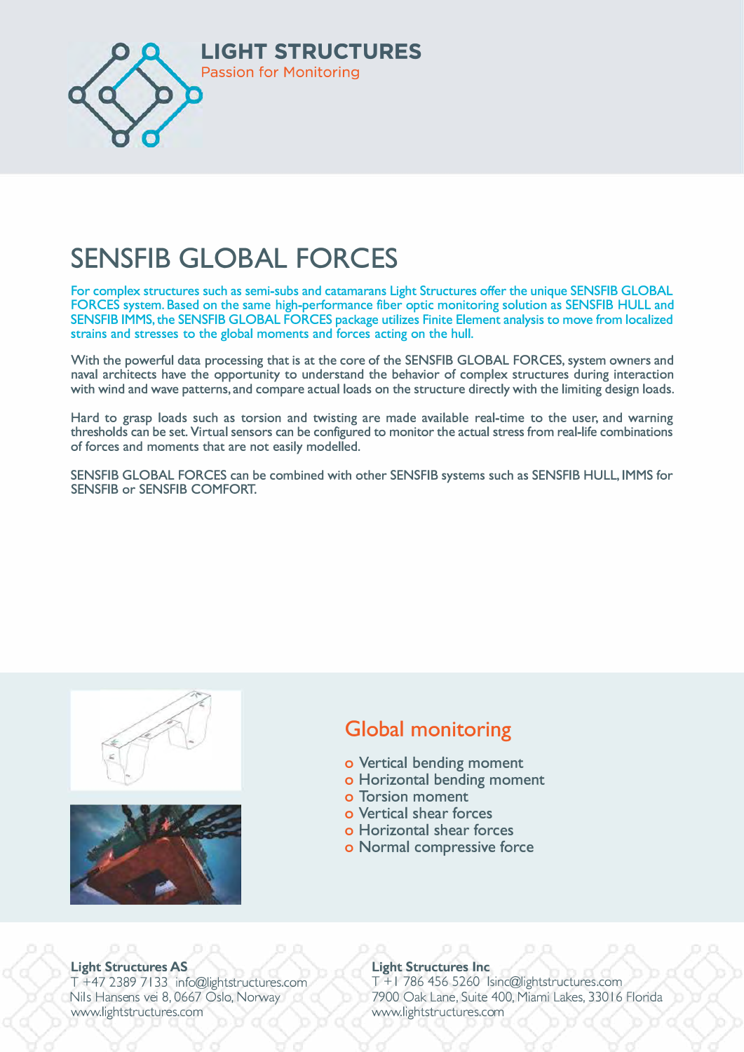LIGHT STRUCTURES

Passion for Monitoring

# SENSFIB GLOBAL FORCES

For complex structures such as semi-subs and catamarans Light Structures offer the unique SENSFIB GLOBAL FORCES system. Based on the same high-performance fiber optic monitoring solution as SENSFIB HULL and SENSFIB IMMS, the SENSFIB GLOBAL FORCES package utilizes Finite Element analysis to move from localized strains and stresses to the global moments and forces acting on the hull.

With the powerful data processing that is at the core of the SENSFIB GLOBAL FORCES, system owners and naval architects have the opportunity to understand the behavior of complex structures during interaction with wind and wave patterns, and compare actual loads on the structure directly with the limiting design loads.

Hard to grasp loads such as torsion and twisting are made available real-time to the user, and warning thresholds can be set. Virtual sensors can be configured to monitor the actual stress from real-life combinations of forces and moments that are not easily modelled.

SENSFIB GLOBAL FORCES can be combined with other SENSFIB systems such as SENSFIB HULL, IMMS for SENSFIB or SENSFIB COMFORT.

## Global monitoring

- Vertical bending moment
- Horizontal bending moment
- Torsion moment
- Vertical shear forces
- Horizontal shear forces
- Normal compressive force

**Light Structures AS**
T +47 2389 7133 info@lightstructures.com
Nils Hansens vei 8, 0667 Oslo, Norway
www.lightstructures.com

**Light Structures Inc**
T +1 786 456 5260 lsinc@lightstructures.com
7900 Oak Lane, Suite 400, Miami Lakes, 33016 Florida
www.lightstructures.com